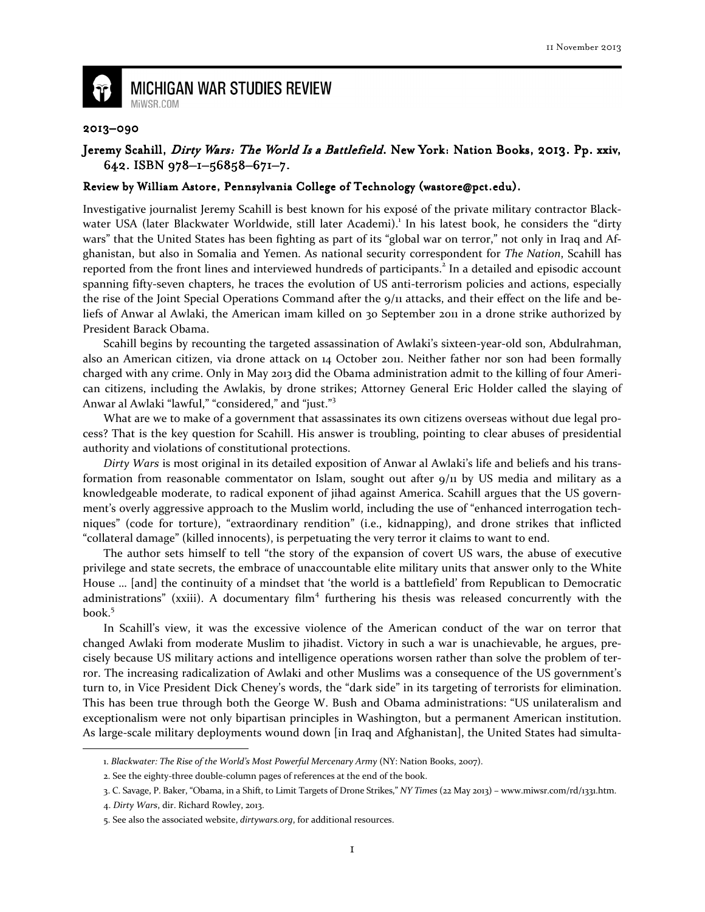# MICHIGAN WAR STUDIES REVIEW

MiWSR.COM

**2013–090**

## Jeremy Scahill, *Dirty Wars: The World Is a Battlefield*. New York: Nation Books, 2013. Pp. xxiv, 642. ISBN 978–1–56858–671–7.

**Review by William Astore, Pennsylvania College of Technology (wastore@pct.edu).**

Investigative journalist Jeremy Scahill is best known for his exposé of the private military contractor Blackwater USA (later Blackwater Worldwide, still later Academi).[1] In his latest book, he considers the "dirty wars" that the United States has been fighting as part of its "global war on terror," not only in Iraq and Afghanistan, but also in Somalia and Yemen. As national security correspondent for *The Nation*, Scahill has reported from the front lines and interviewed hundreds of participants.[2] In a detailed and episodic account spanning fifty-seven chapters, he traces the evolution of US anti-terrorism policies and actions, especially the rise of the Joint Special Operations Command after the 9/11 attacks, and their effect on the life and beliefs of Anwar al Awlaki, the American imam killed on 30 September 2011 in a drone strike authorized by President Barack Obama.

Scahill begins by recounting the targeted assassination of Awlaki's sixteen-year-old son, Abdulrahman, also an American citizen, via drone attack on 14 October 2011. Neither father nor son had been formally charged with any crime. Only in May 2013 did the Obama administration admit to the killing of four American citizens, including the Awlakis, by drone strikes; Attorney General Eric Holder called the slaying of Anwar al Awlaki "lawful," "considered," and "just."[3]

What are we to make of a government that assassinates its own citizens overseas without due legal process? That is the key question for Scahill. His answer is troubling, pointing to clear abuses of presidential authority and violations of constitutional protections.

*Dirty Wars* is most original in its detailed exposition of Anwar al Awlaki's life and beliefs and his transformation from reasonable commentator on Islam, sought out after 9/11 by US media and military as a knowledgeable moderate, to radical exponent of jihad against America. Scahill argues that the US government's overly aggressive approach to the Muslim world, including the use of "enhanced interrogation techniques" (code for torture), "extraordinary rendition" (i.e., kidnapping), and drone strikes that inflicted "collateral damage" (killed innocents), is perpetuating the very terror it claims to want to end.

The author sets himself to tell "the story of the expansion of covert US wars, the abuse of executive privilege and state secrets, the embrace of unaccountable elite military units that answer only to the White House … [and] the continuity of a mindset that 'the world is a battlefield' from Republican to Democratic administrations" (xxiii). A documentary film[4] furthering his thesis was released concurrently with the book.[5]

In Scahill's view, it was the excessive violence of the American conduct of the war on terror that changed Awlaki from moderate Muslim to jihadist. Victory in such a war is unachievable, he argues, precisely because US military actions and intelligence operations worsen rather than solve the problem of terror. The increasing radicalization of Awlaki and other Muslims was a consequence of the US government's turn to, in Vice President Dick Cheney's words, the "dark side" in its targeting of terrorists for elimination. This has been true through both the George W. Bush and Obama administrations: "US unilateralism and exceptionalism were not only bipartisan principles in Washington, but a permanent American institution. As large-scale military deployments wound down [in Iraq and Afghanistan], the United States had simulta-

---

1. *Blackwater: The Rise of the World's Most Powerful Mercenary Army* (NY: Nation Books, 2007).
2. See the eighty-three double-column pages of references at the end of the book.
3. C. Savage, P. Baker, "Obama, in a Shift, to Limit Targets of Drone Strikes," *NY Times* (22 May 2013) – www.miwsr.com/rd/1331.htm.
4. *Dirty Wars*, dir. Richard Rowley, 2013.
5. See also the associated website, *dirtywars.org*, for additional resources.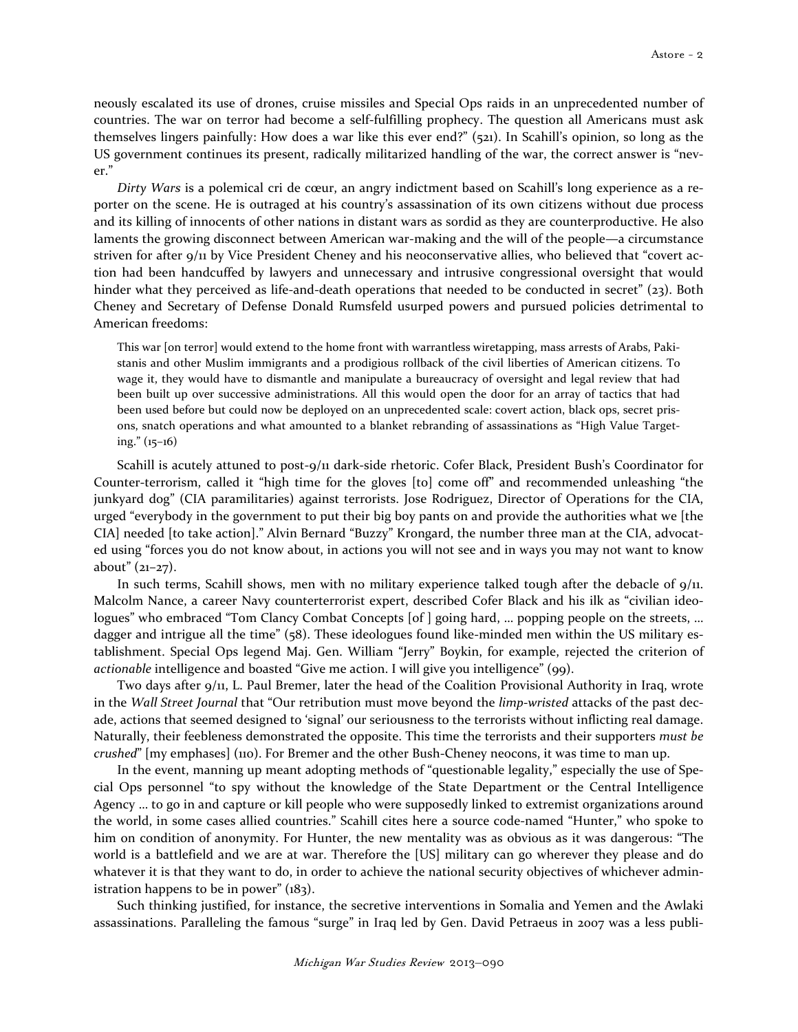neously escalated its use of drones, cruise missiles and Special Ops raids in an unprecedented number of countries. The war on terror had become a self-fulfilling prophecy. The question all Americans must ask themselves lingers painfully: How does a war like this ever end?" (521). In Scahill's opinion, so long as the US government continues its present, radically militarized handling of the war, the correct answer is "never."

*Dirty Wars* is a polemical cri de cœur, an angry indictment based on Scahill's long experience as a reporter on the scene. He is outraged at his country's assassination of its own citizens without due process and its killing of innocents of other nations in distant wars as sordid as they are counterproductive. He also laments the growing disconnect between American war-making and the will of the people—a circumstance striven for after 9/11 by Vice President Cheney and his neoconservative allies, who believed that "covert action had been handcuffed by lawyers and unnecessary and intrusive congressional oversight that would hinder what they perceived as life-and-death operations that needed to be conducted in secret" (23). Both Cheney and Secretary of Defense Donald Rumsfeld usurped powers and pursued policies detrimental to American freedoms:

> This war [on terror] would extend to the home front with warrantless wiretapping, mass arrests of Arabs, Pakistanis and other Muslim immigrants and a prodigious rollback of the civil liberties of American citizens. To wage it, they would have to dismantle and manipulate a bureaucracy of oversight and legal review that had been built up over successive administrations. All this would open the door for an array of tactics that had been used before but could now be deployed on an unprecedented scale: covert action, black ops, secret prisons, snatch operations and what amounted to a blanket rebranding of assassinations as "High Value Targeting." (15–16)

Scahill is acutely attuned to post-9/11 dark-side rhetoric. Cofer Black, President Bush's Coordinator for Counter-terrorism, called it "high time for the gloves [to] come off" and recommended unleashing "the junkyard dog" (CIA paramilitaries) against terrorists. Jose Rodriguez, Director of Operations for the CIA, urged "everybody in the government to put their big boy pants on and provide the authorities what we [the CIA] needed [to take action]." Alvin Bernard "Buzzy" Krongard, the number three man at the CIA, advocated using "forces you do not know about, in actions you will not see and in ways you may not want to know about" (21–27).

In such terms, Scahill shows, men with no military experience talked tough after the debacle of 9/11. Malcolm Nance, a career Navy counterterrorist expert, described Cofer Black and his ilk as "civilian ideologues" who embraced "Tom Clancy Combat Concepts [of ] going hard, … popping people on the streets, … dagger and intrigue all the time" (58). These ideologues found like-minded men within the US military establishment. Special Ops legend Maj. Gen. William "Jerry" Boykin, for example, rejected the criterion of *actionable* intelligence and boasted "Give me action. I will give you intelligence" (99).

Two days after 9/11, L. Paul Bremer, later the head of the Coalition Provisional Authority in Iraq, wrote in the *Wall Street Journal* that "Our retribution must move beyond the *limp-wristed* attacks of the past decade, actions that seemed designed to 'signal' our seriousness to the terrorists without inflicting real damage. Naturally, their feebleness demonstrated the opposite. This time the terrorists and their supporters *must be crushed*" [my emphases] (110). For Bremer and the other Bush-Cheney neocons, it was time to man up.

In the event, manning up meant adopting methods of "questionable legality," especially the use of Special Ops personnel "to spy without the knowledge of the State Department or the Central Intelligence Agency … to go in and capture or kill people who were supposedly linked to extremist organizations around the world, in some cases allied countries." Scahill cites here a source code-named "Hunter," who spoke to him on condition of anonymity. For Hunter, the new mentality was as obvious as it was dangerous: "The world is a battlefield and we are at war. Therefore the [US] military can go wherever they please and do whatever it is that they want to do, in order to achieve the national security objectives of whichever administration happens to be in power" (183).

Such thinking justified, for instance, the secretive interventions in Somalia and Yemen and the Awlaki assassinations. Paralleling the famous "surge" in Iraq led by Gen. David Petraeus in 2007 was a less publi-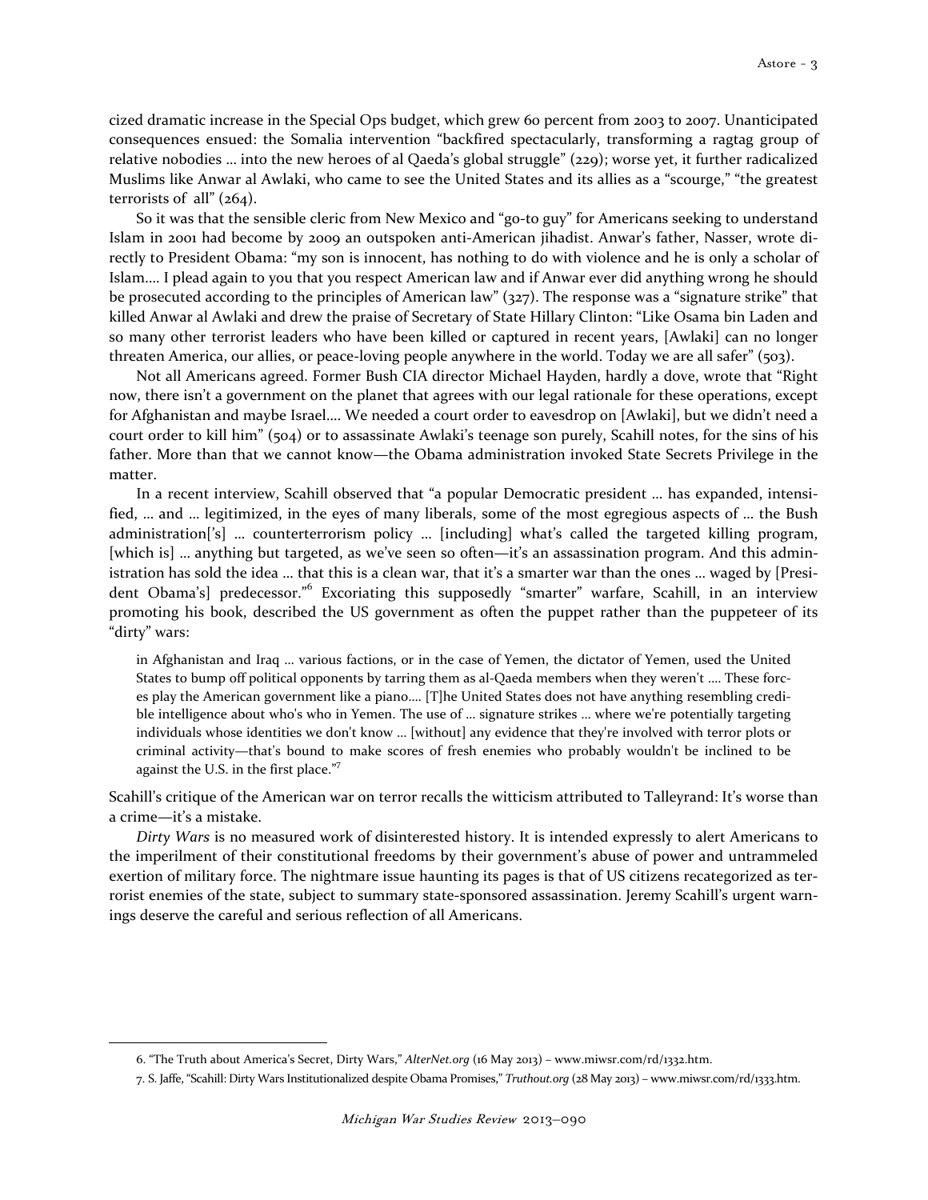cized dramatic increase in the Special Ops budget, which grew 60 percent from 2003 to 2007. Unanticipated consequences ensued: the Somalia intervention "backfired spectacularly, transforming a ragtag group of relative nobodies … into the new heroes of al Qaeda's global struggle" (229); worse yet, it further radicalized Muslims like Anwar al Awlaki, who came to see the United States and its allies as a "scourge," "the greatest terrorists of all" (264).

So it was that the sensible cleric from New Mexico and "go-to guy" for Americans seeking to understand Islam in 2001 had become by 2009 an outspoken anti-American jihadist. Anwar's father, Nasser, wrote directly to President Obama: "my son is innocent, has nothing to do with violence and he is only a scholar of Islam…. I plead again to you that you respect American law and if Anwar ever did anything wrong he should be prosecuted according to the principles of American law" (327). The response was a "signature strike" that killed Anwar al Awlaki and drew the praise of Secretary of State Hillary Clinton: "Like Osama bin Laden and so many other terrorist leaders who have been killed or captured in recent years, [Awlaki] can no longer threaten America, our allies, or peace-loving people anywhere in the world. Today we are all safer" (503).

Not all Americans agreed. Former Bush CIA director Michael Hayden, hardly a dove, wrote that "Right now, there isn't a government on the planet that agrees with our legal rationale for these operations, except for Afghanistan and maybe Israel…. We needed a court order to eavesdrop on [Awlaki], but we didn't need a court order to kill him" (504) or to assassinate Awlaki's teenage son purely, Scahill notes, for the sins of his father. More than that we cannot know—the Obama administration invoked State Secrets Privilege in the matter.

In a recent interview, Scahill observed that "a popular Democratic president … has expanded, intensified, … and … legitimized, in the eyes of many liberals, some of the most egregious aspects of … the Bush administration['s] … counterterrorism policy … [including] what's called the targeted killing program, [which is] … anything but targeted, as we've seen so often—it's an assassination program. And this administration has sold the idea … that this is a clean war, that it's a smarter war than the ones … waged by [President Obama's] predecessor."[6] Excoriating this supposedly "smarter" warfare, Scahill, in an interview promoting his book, described the US government as often the puppet rather than the puppeteer of its "dirty" wars:

> in Afghanistan and Iraq … various factions, or in the case of Yemen, the dictator of Yemen, used the United States to bump off political opponents by tarring them as al-Qaeda members when they weren't …. These forces play the American government like a piano…. [T]he United States does not have anything resembling credible intelligence about who's who in Yemen. The use of … signature strikes … where we're potentially targeting individuals whose identities we don't know … [without] any evidence that they're involved with terror plots or criminal activity—that's bound to make scores of fresh enemies who probably wouldn't be inclined to be against the U.S. in the first place."[7]

Scahill's critique of the American war on terror recalls the witticism attributed to Talleyrand: It's worse than a crime—it's a mistake.

*Dirty Wars* is no measured work of disinterested history. It is intended expressly to alert Americans to the imperilment of their constitutional freedoms by their government's abuse of power and untrammeled exertion of military force. The nightmare issue haunting its pages is that of US citizens recategorized as terrorist enemies of the state, subject to summary state-sponsored assassination. Jeremy Scahill's urgent warnings deserve the careful and serious reflection of all Americans.

---

6. "The Truth about America's Secret, Dirty Wars," *AlterNet.org* (16 May 2013) – www.miwsr.com/rd/1332.htm.

7. S. Jaffe, "Scahill: Dirty Wars Institutionalized despite Obama Promises," *Truthout.org* (28 May 2013) – www.miwsr.com/rd/1333.htm.